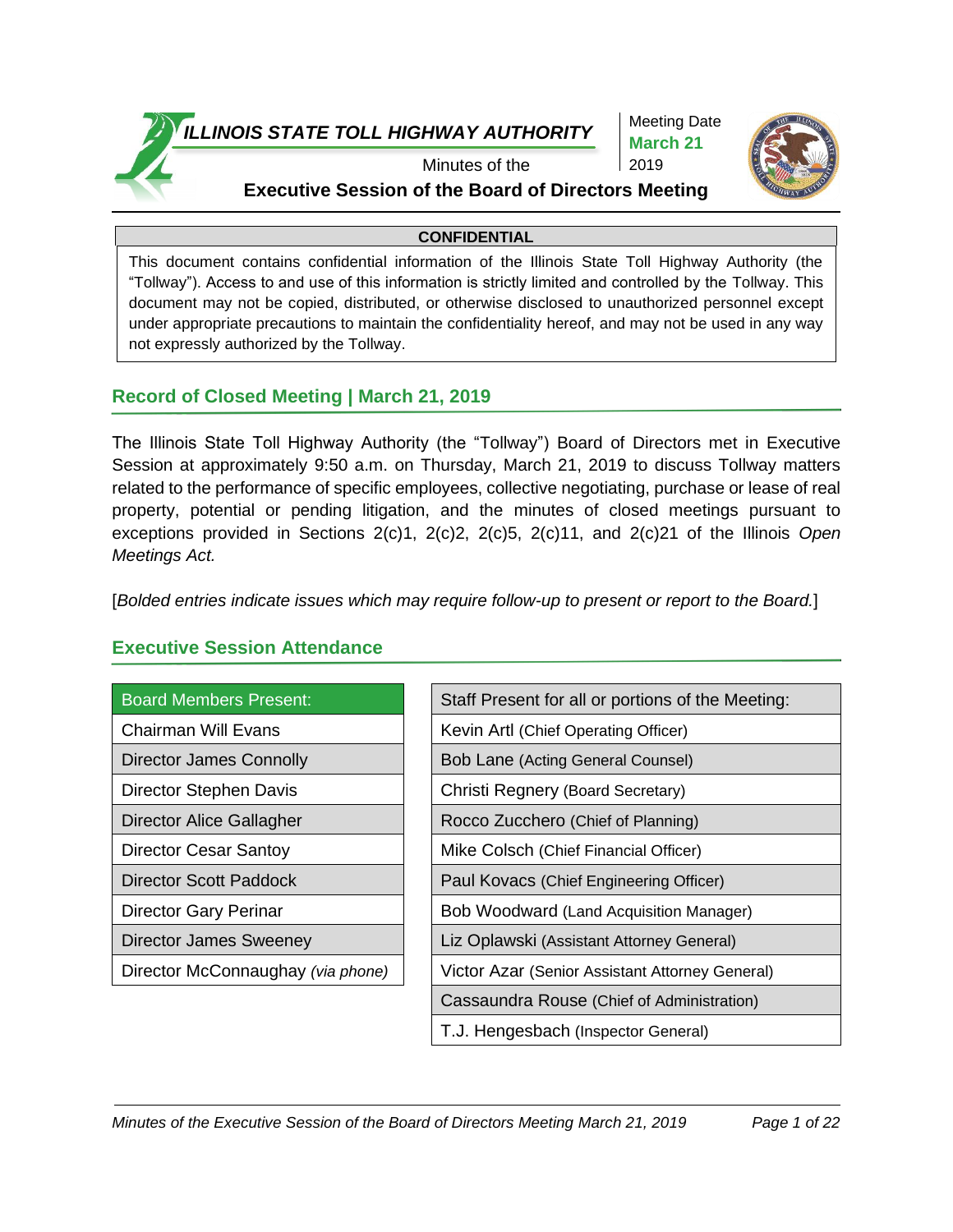# ILLINOIS STATE TOLL HIGHWAY AUTHORITY

Minutes of the

**Executive Session of the Board of Directors Meeting**

Meeting Date
**March 21**
2019

| CONFIDENTIAL |
| --- |
| This document contains confidential information of the Illinois State Toll Highway Authority (the "Tollway"). Access to and use of this information is strictly limited and controlled by the Tollway. This document may not be copied, distributed, or otherwise disclosed to unauthorized personnel except under appropriate precautions to maintain the confidentiality hereof, and may not be used in any way not expressly authorized by the Tollway. |

## Record of Closed Meeting | March 21, 2019

The Illinois State Toll Highway Authority (the "Tollway") Board of Directors met in Executive Session at approximately 9:50 a.m. on Thursday, March 21, 2019 to discuss Tollway matters related to the performance of specific employees, collective negotiating, purchase or lease of real property, potential or pending litigation, and the minutes of closed meetings pursuant to exceptions provided in Sections 2(c)1, 2(c)2, 2(c)5, 2(c)11, and 2(c)21 of the Illinois *Open Meetings Act.*

[*Bolded entries indicate issues which may require follow-up to present or report to the Board.*]

## Executive Session Attendance

| Board Members Present: |
| --- |
| Chairman Will Evans |
| Director James Connolly |
| Director Stephen Davis |
| Director Alice Gallagher |
| Director Cesar Santoy |
| Director Scott Paddock |
| Director Gary Perinar |
| Director James Sweeney |
| Director McConnaughay *(via phone)* |

| Staff Present for all or portions of the Meeting: |
| --- |
| Kevin Artl (Chief Operating Officer) |
| Bob Lane (Acting General Counsel) |
| Christi Regnery (Board Secretary) |
| Rocco Zucchero (Chief of Planning) |
| Mike Colsch (Chief Financial Officer) |
| Paul Kovacs (Chief Engineering Officer) |
| Bob Woodward (Land Acquisition Manager) |
| Liz Oplawski (Assistant Attorney General) |
| Victor Azar (Senior Assistant Attorney General) |
| Cassaundra Rouse (Chief of Administration) |
| T.J. Hengesbach (Inspector General) |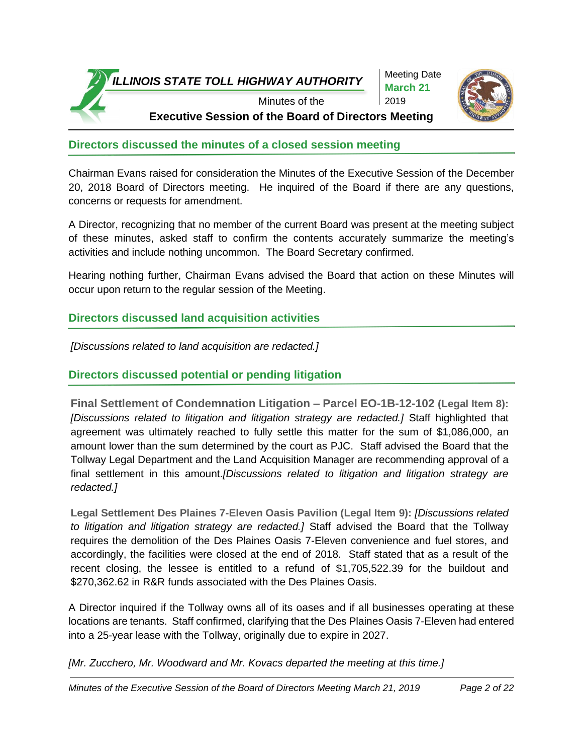## Directors discussed the minutes of a closed session meeting

Chairman Evans raised for consideration the Minutes of the Executive Session of the December 20, 2018 Board of Directors meeting. He inquired of the Board if there are any questions, concerns or requests for amendment.

A Director, recognizing that no member of the current Board was present at the meeting subject of these minutes, asked staff to confirm the contents accurately summarize the meeting's activities and include nothing uncommon. The Board Secretary confirmed.

Hearing nothing further, Chairman Evans advised the Board that action on these Minutes will occur upon return to the regular session of the Meeting.

## Directors discussed land acquisition activities

*[Discussions related to land acquisition are redacted.]*

## Directors discussed potential or pending litigation

**Final Settlement of Condemnation Litigation – Parcel EO-1B-12-102 (Legal Item 8):** *[Discussions related to litigation and litigation strategy are redacted.]* Staff highlighted that agreement was ultimately reached to fully settle this matter for the sum of $1,086,000, an amount lower than the sum determined by the court as PJC. Staff advised the Board that the Tollway Legal Department and the Land Acquisition Manager are recommending approval of a final settlement in this amount.*[Discussions related to litigation and litigation strategy are redacted.]*

**Legal Settlement Des Plaines 7-Eleven Oasis Pavilion (Legal Item 9):** *[Discussions related to litigation and litigation strategy are redacted.]* Staff advised the Board that the Tollway requires the demolition of the Des Plaines Oasis 7-Eleven convenience and fuel stores, and accordingly, the facilities were closed at the end of 2018. Staff stated that as a result of the recent closing, the lessee is entitled to a refund of $1,705,522.39 for the buildout and $270,362.62 in R&R funds associated with the Des Plaines Oasis.

A Director inquired if the Tollway owns all of its oases and if all businesses operating at these locations are tenants. Staff confirmed, clarifying that the Des Plaines Oasis 7-Eleven had entered into a 25-year lease with the Tollway, originally due to expire in 2027.

*[Mr. Zucchero, Mr. Woodward and Mr. Kovacs departed the meeting at this time.]*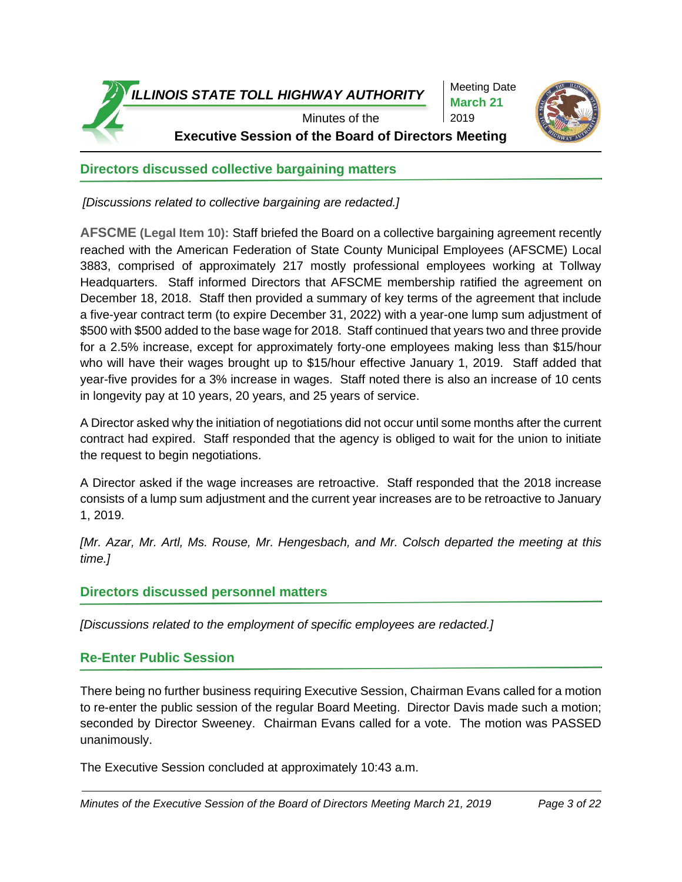## Directors discussed collective bargaining matters

*[Discussions related to collective bargaining are redacted.]*

**AFSCME (Legal Item 10):** Staff briefed the Board on a collective bargaining agreement recently reached with the American Federation of State County Municipal Employees (AFSCME) Local 3883, comprised of approximately 217 mostly professional employees working at Tollway Headquarters. Staff informed Directors that AFSCME membership ratified the agreement on December 18, 2018. Staff then provided a summary of key terms of the agreement that include a five-year contract term (to expire December 31, 2022) with a year-one lump sum adjustment of $500 with $500 added to the base wage for 2018. Staff continued that years two and three provide for a 2.5% increase, except for approximately forty-one employees making less than $15/hour who will have their wages brought up to $15/hour effective January 1, 2019. Staff added that year-five provides for a 3% increase in wages. Staff noted there is also an increase of 10 cents in longevity pay at 10 years, 20 years, and 25 years of service.

A Director asked why the initiation of negotiations did not occur until some months after the current contract had expired. Staff responded that the agency is obliged to wait for the union to initiate the request to begin negotiations.

A Director asked if the wage increases are retroactive. Staff responded that the 2018 increase consists of a lump sum adjustment and the current year increases are to be retroactive to January 1, 2019.

*[Mr. Azar, Mr. Artl, Ms. Rouse, Mr. Hengesbach, and Mr. Colsch departed the meeting at this time.]*

## Directors discussed personnel matters

*[Discussions related to the employment of specific employees are redacted.]*

## Re-Enter Public Session

There being no further business requiring Executive Session, Chairman Evans called for a motion to re-enter the public session of the regular Board Meeting. Director Davis made such a motion; seconded by Director Sweeney. Chairman Evans called for a vote. The motion was PASSED unanimously.

The Executive Session concluded at approximately 10:43 a.m.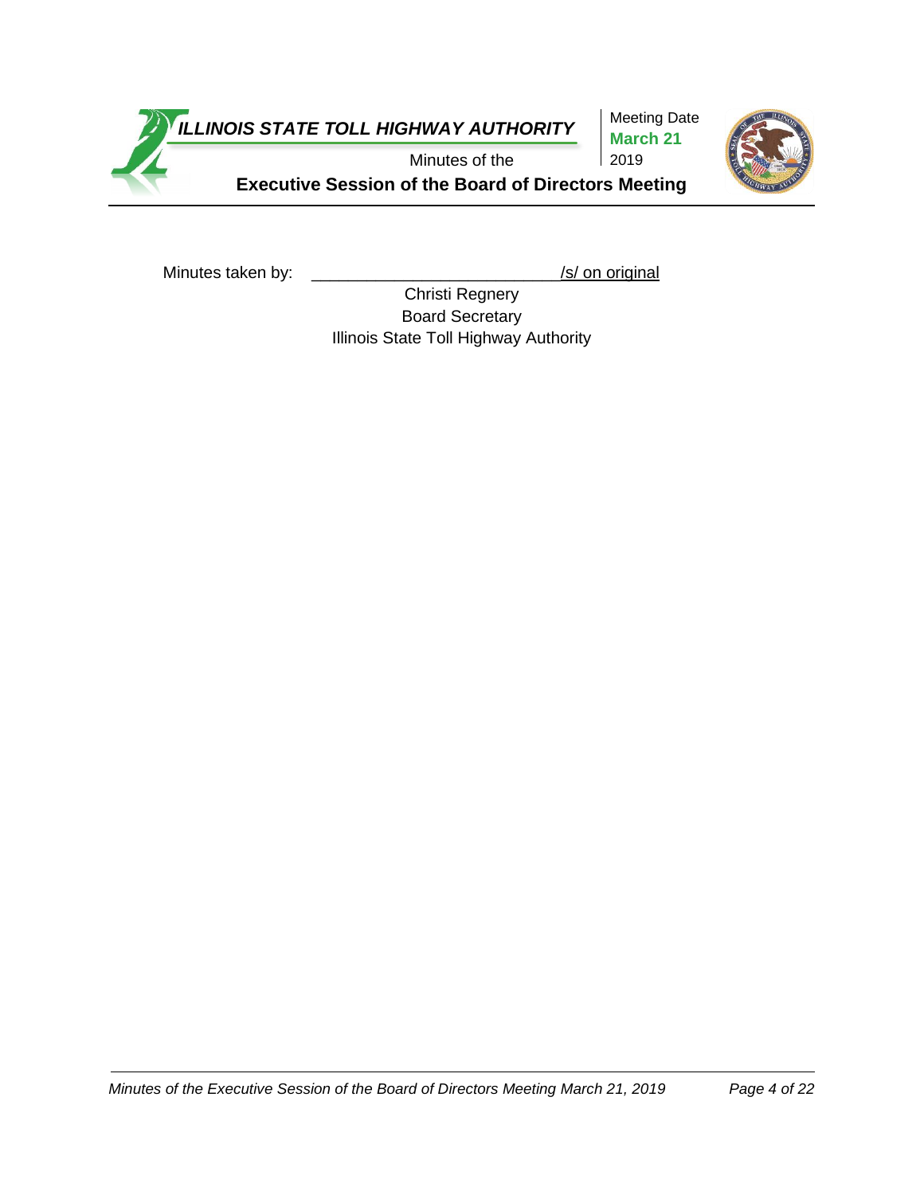Minutes taken by: ___________________________/s/ on original

Christi Regnery
Board Secretary
Illinois State Toll Highway Authority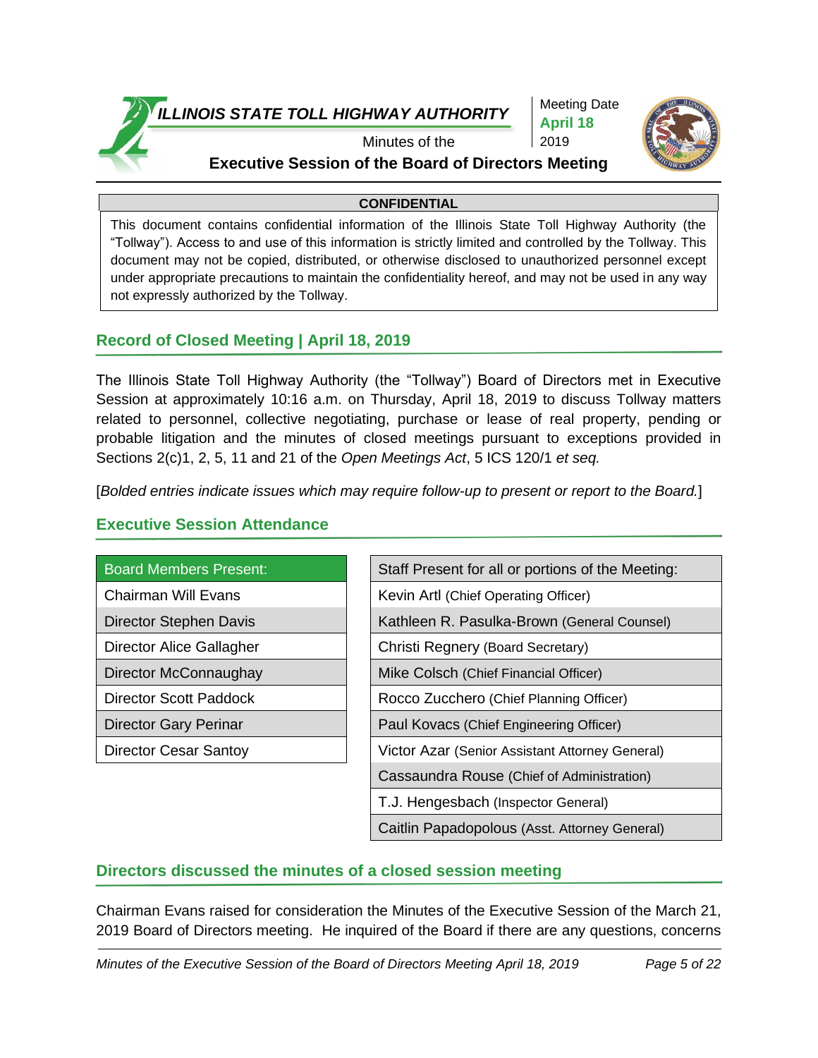**ILLINOIS STATE TOLL HIGHWAY AUTHORITY**

Minutes of the

**Executive Session of the Board of Directors Meeting**

Meeting Date
**April 18**
2019

| **CONFIDENTIAL** |
|---|
| This document contains confidential information of the Illinois State Toll Highway Authority (the "Tollway"). Access to and use of this information is strictly limited and controlled by the Tollway. This document may not be copied, distributed, or otherwise disclosed to unauthorized personnel except under appropriate precautions to maintain the confidentiality hereof, and may not be used in any way not expressly authorized by the Tollway. |

## Record of Closed Meeting | April 18, 2019

The Illinois State Toll Highway Authority (the "Tollway") Board of Directors met in Executive Session at approximately 10:16 a.m. on Thursday, April 18, 2019 to discuss Tollway matters related to personnel, collective negotiating, purchase or lease of real property, pending or probable litigation and the minutes of closed meetings pursuant to exceptions provided in Sections 2(c)1, 2, 5, 11 and 21 of the *Open Meetings Act*, 5 ICS 120/1 *et seq.*

[*Bolded entries indicate issues which may require follow-up to present or report to the Board.*]

## Executive Session Attendance

| Board Members Present: |
|---|
| Chairman Will Evans |
| Director Stephen Davis |
| Director Alice Gallagher |
| Director McConnaughay |
| Director Scott Paddock |
| Director Gary Perinar |
| Director Cesar Santoy |

| Staff Present for all or portions of the Meeting: |
|---|
| Kevin Artl (Chief Operating Officer) |
| Kathleen R. Pasulka-Brown (General Counsel) |
| Christi Regnery (Board Secretary) |
| Mike Colsch (Chief Financial Officer) |
| Rocco Zucchero (Chief Planning Officer) |
| Paul Kovacs (Chief Engineering Officer) |
| Victor Azar (Senior Assistant Attorney General) |
| Cassaundra Rouse (Chief of Administration) |
| T.J. Hengesbach (Inspector General) |
| Caitlin Papadopolous (Asst. Attorney General) |

## Directors discussed the minutes of a closed session meeting

Chairman Evans raised for consideration the Minutes of the Executive Session of the March 21, 2019 Board of Directors meeting. He inquired of the Board if there are any questions, concerns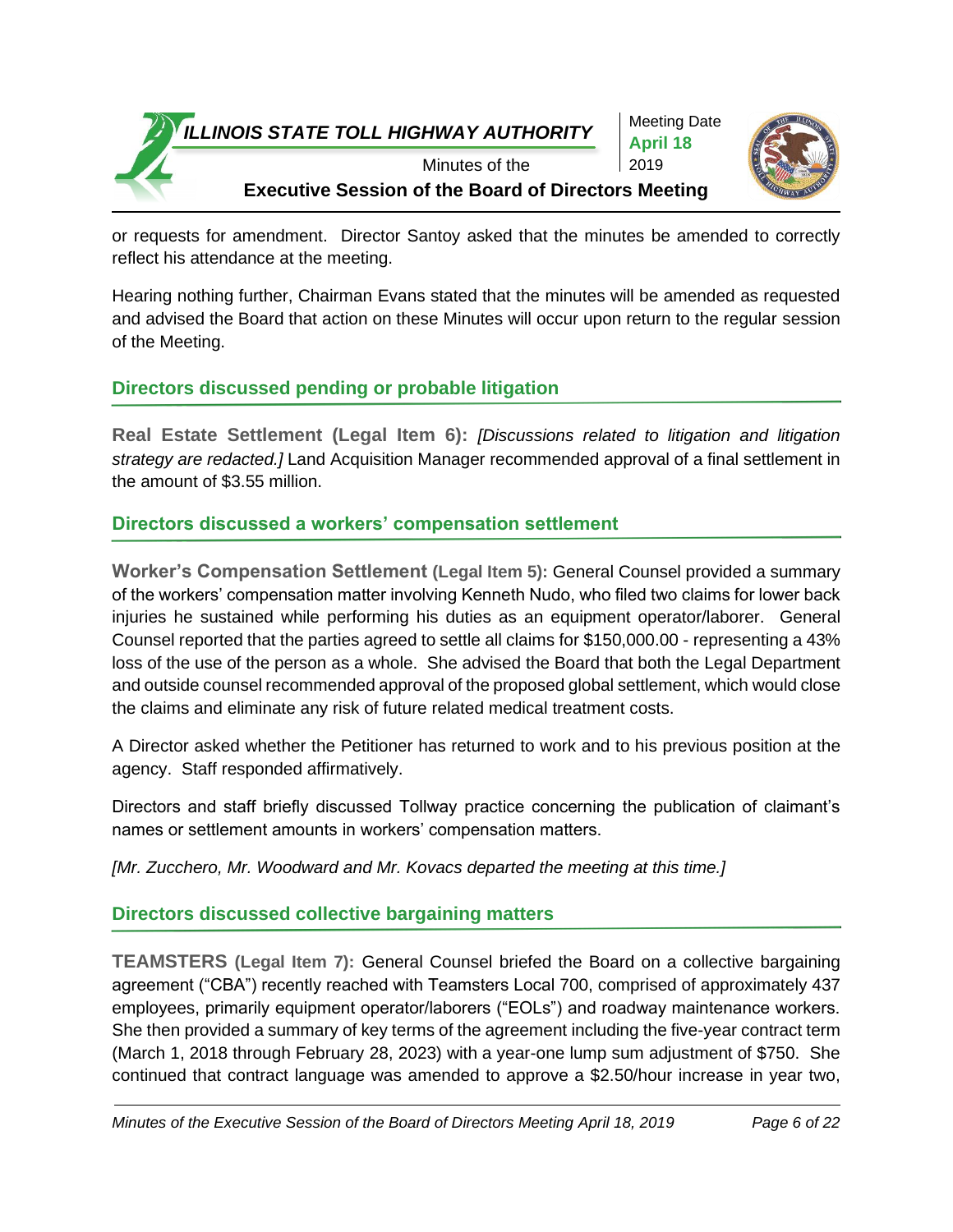or requests for amendment. Director Santoy asked that the minutes be amended to correctly reflect his attendance at the meeting.

Hearing nothing further, Chairman Evans stated that the minutes will be amended as requested and advised the Board that action on these Minutes will occur upon return to the regular session of the Meeting.

## Directors discussed pending or probable litigation

**Real Estate Settlement (Legal Item 6):** *[Discussions related to litigation and litigation strategy are redacted.]* Land Acquisition Manager recommended approval of a final settlement in the amount of $3.55 million.

## Directors discussed a workers' compensation settlement

**Worker's Compensation Settlement (Legal Item 5):** General Counsel provided a summary of the workers' compensation matter involving Kenneth Nudo, who filed two claims for lower back injuries he sustained while performing his duties as an equipment operator/laborer. General Counsel reported that the parties agreed to settle all claims for $150,000.00 - representing a 43% loss of the use of the person as a whole. She advised the Board that both the Legal Department and outside counsel recommended approval of the proposed global settlement, which would close the claims and eliminate any risk of future related medical treatment costs.

A Director asked whether the Petitioner has returned to work and to his previous position at the agency. Staff responded affirmatively.

Directors and staff briefly discussed Tollway practice concerning the publication of claimant's names or settlement amounts in workers' compensation matters.

*[Mr. Zucchero, Mr. Woodward and Mr. Kovacs departed the meeting at this time.]*

## Directors discussed collective bargaining matters

**TEAMSTERS (Legal Item 7):** General Counsel briefed the Board on a collective bargaining agreement ("CBA") recently reached with Teamsters Local 700, comprised of approximately 437 employees, primarily equipment operator/laborers ("EOLs") and roadway maintenance workers. She then provided a summary of key terms of the agreement including the five-year contract term (March 1, 2018 through February 28, 2023) with a year-one lump sum adjustment of $750. She continued that contract language was amended to approve a $2.50/hour increase in year two,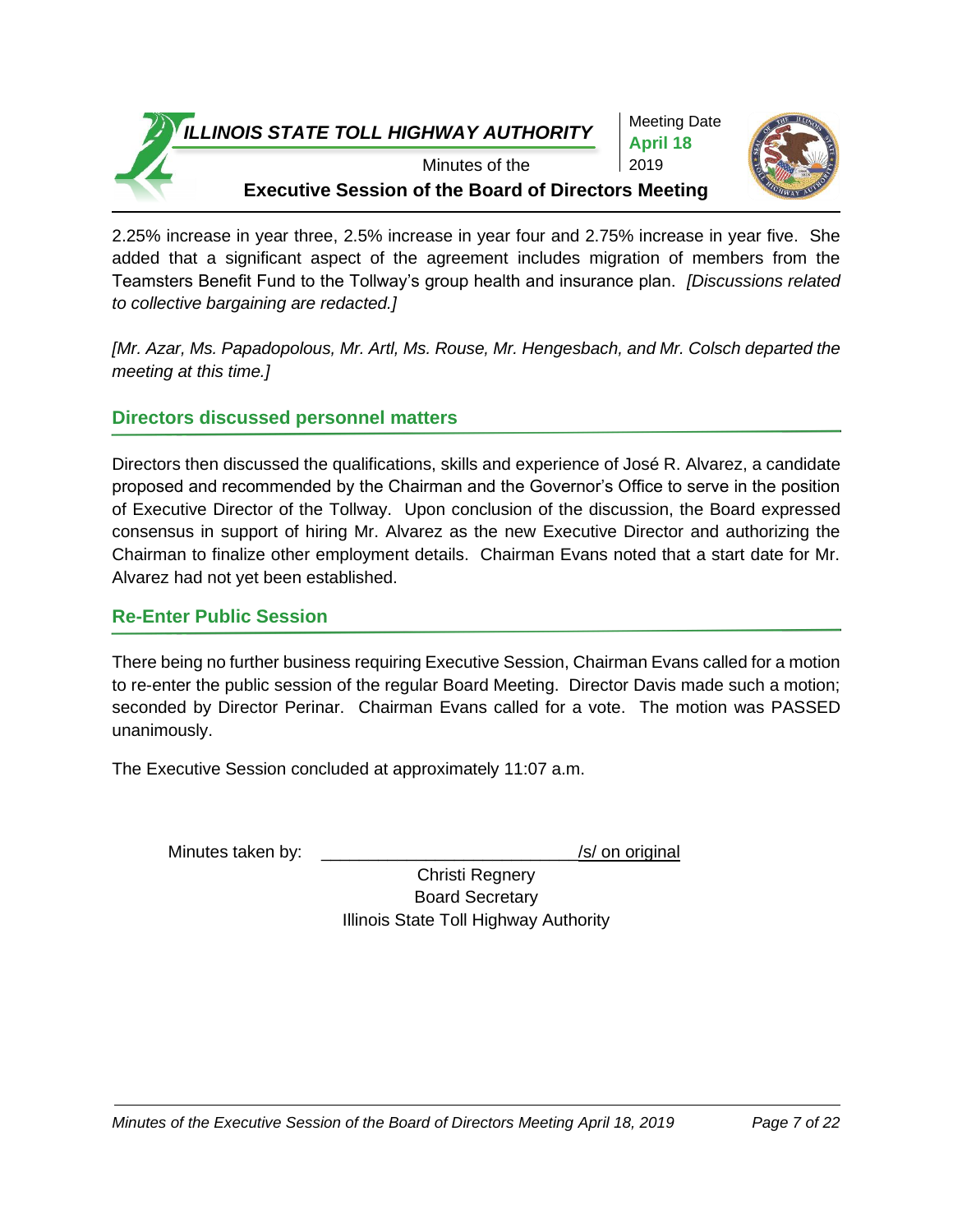2.25% increase in year three, 2.5% increase in year four and 2.75% increase in year five. She added that a significant aspect of the agreement includes migration of members from the Teamsters Benefit Fund to the Tollway's group health and insurance plan. *[Discussions related to collective bargaining are redacted.]*

*[Mr. Azar, Ms. Papadopolous, Mr. Artl, Ms. Rouse, Mr. Hengesbach, and Mr. Colsch departed the meeting at this time.]*

## Directors discussed personnel matters

Directors then discussed the qualifications, skills and experience of José R. Alvarez, a candidate proposed and recommended by the Chairman and the Governor's Office to serve in the position of Executive Director of the Tollway. Upon conclusion of the discussion, the Board expressed consensus in support of hiring Mr. Alvarez as the new Executive Director and authorizing the Chairman to finalize other employment details. Chairman Evans noted that a start date for Mr. Alvarez had not yet been established.

## Re-Enter Public Session

There being no further business requiring Executive Session, Chairman Evans called for a motion to re-enter the public session of the regular Board Meeting. Director Davis made such a motion; seconded by Director Perinar. Chairman Evans called for a vote. The motion was PASSED unanimously.

The Executive Session concluded at approximately 11:07 a.m.

Minutes taken by: ___________________________ /s/ on original

Christi Regnery
Board Secretary
Illinois State Toll Highway Authority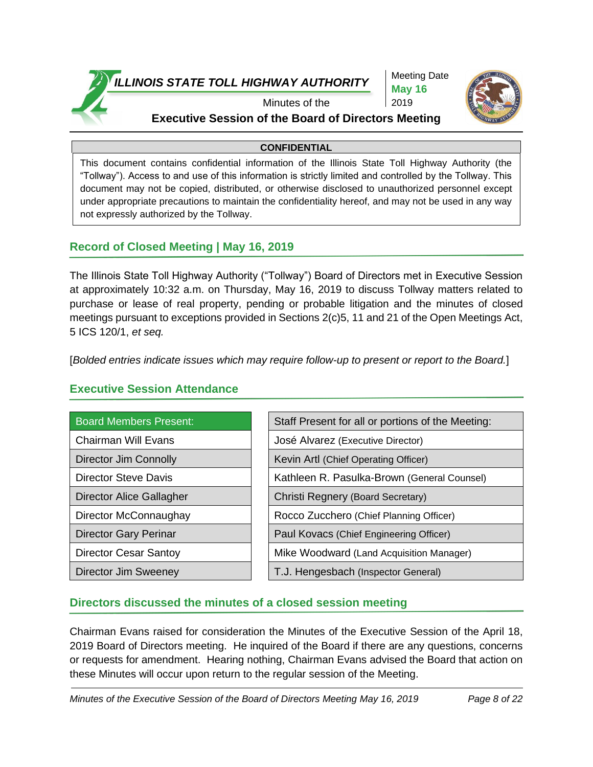**ILLINOIS STATE TOLL HIGHWAY AUTHORITY**

Minutes of the

**Executive Session of the Board of Directors Meeting**

Meeting Date
**May 16**
2019

| CONFIDENTIAL |
|---|
| This document contains confidential information of the Illinois State Toll Highway Authority (the "Tollway"). Access to and use of this information is strictly limited and controlled by the Tollway. This document may not be copied, distributed, or otherwise disclosed to unauthorized personnel except under appropriate precautions to maintain the confidentiality hereof, and may not be used in any way not expressly authorized by the Tollway. |

## Record of Closed Meeting | May 16, 2019

The Illinois State Toll Highway Authority ("Tollway") Board of Directors met in Executive Session at approximately 10:32 a.m. on Thursday, May 16, 2019 to discuss Tollway matters related to purchase or lease of real property, pending or probable litigation and the minutes of closed meetings pursuant to exceptions provided in Sections 2(c)5, 11 and 21 of the Open Meetings Act, 5 ICS 120/1, *et seq.*

[*Bolded entries indicate issues which may require follow-up to present or report to the Board.*]

## Executive Session Attendance

| Board Members Present: |
|---|
| Chairman Will Evans |
| Director Jim Connolly |
| Director Steve Davis |
| Director Alice Gallagher |
| Director McConnaughay |
| Director Gary Perinar |
| Director Cesar Santoy |
| Director Jim Sweeney |

| Staff Present for all or portions of the Meeting: |
|---|
| José Alvarez (Executive Director) |
| Kevin Artl (Chief Operating Officer) |
| Kathleen R. Pasulka-Brown (General Counsel) |
| Christi Regnery (Board Secretary) |
| Rocco Zucchero (Chief Planning Officer) |
| Paul Kovacs (Chief Engineering Officer) |
| Mike Woodward (Land Acquisition Manager) |
| T.J. Hengesbach (Inspector General) |

## Directors discussed the minutes of a closed session meeting

Chairman Evans raised for consideration the Minutes of the Executive Session of the April 18, 2019 Board of Directors meeting. He inquired of the Board if there are any questions, concerns or requests for amendment. Hearing nothing, Chairman Evans advised the Board that action on these Minutes will occur upon return to the regular session of the Meeting.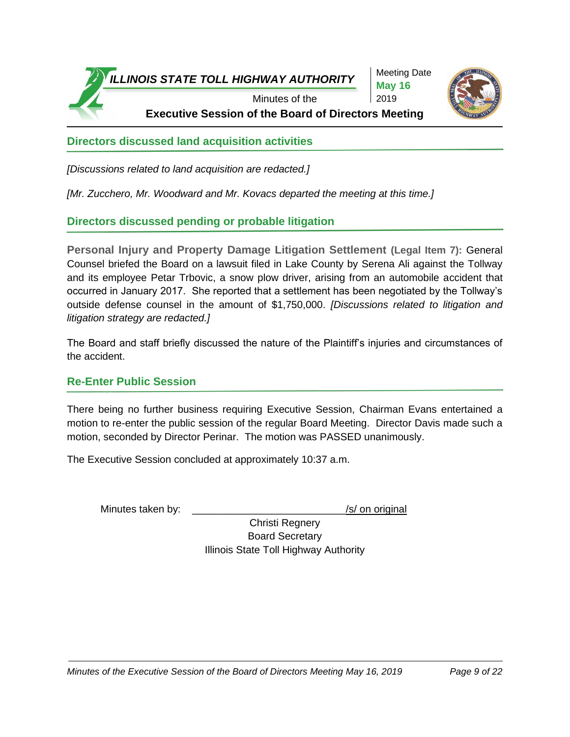## Directors discussed land acquisition activities

*[Discussions related to land acquisition are redacted.]*

*[Mr. Zucchero, Mr. Woodward and Mr. Kovacs departed the meeting at this time.]*

## Directors discussed pending or probable litigation

**Personal Injury and Property Damage Litigation Settlement (Legal Item 7):** General Counsel briefed the Board on a lawsuit filed in Lake County by Serena Ali against the Tollway and its employee Petar Trbovic, a snow plow driver, arising from an automobile accident that occurred in January 2017. She reported that a settlement has been negotiated by the Tollway's outside defense counsel in the amount of $1,750,000. *[Discussions related to litigation and litigation strategy are redacted.]*

The Board and staff briefly discussed the nature of the Plaintiff's injuries and circumstances of the accident.

## Re-Enter Public Session

There being no further business requiring Executive Session, Chairman Evans entertained a motion to re-enter the public session of the regular Board Meeting. Director Davis made such a motion, seconded by Director Perinar. The motion was PASSED unanimously.

The Executive Session concluded at approximately 10:37 a.m.

Minutes taken by: ___________________________/s/ on original

Christi Regnery
Board Secretary
Illinois State Toll Highway Authority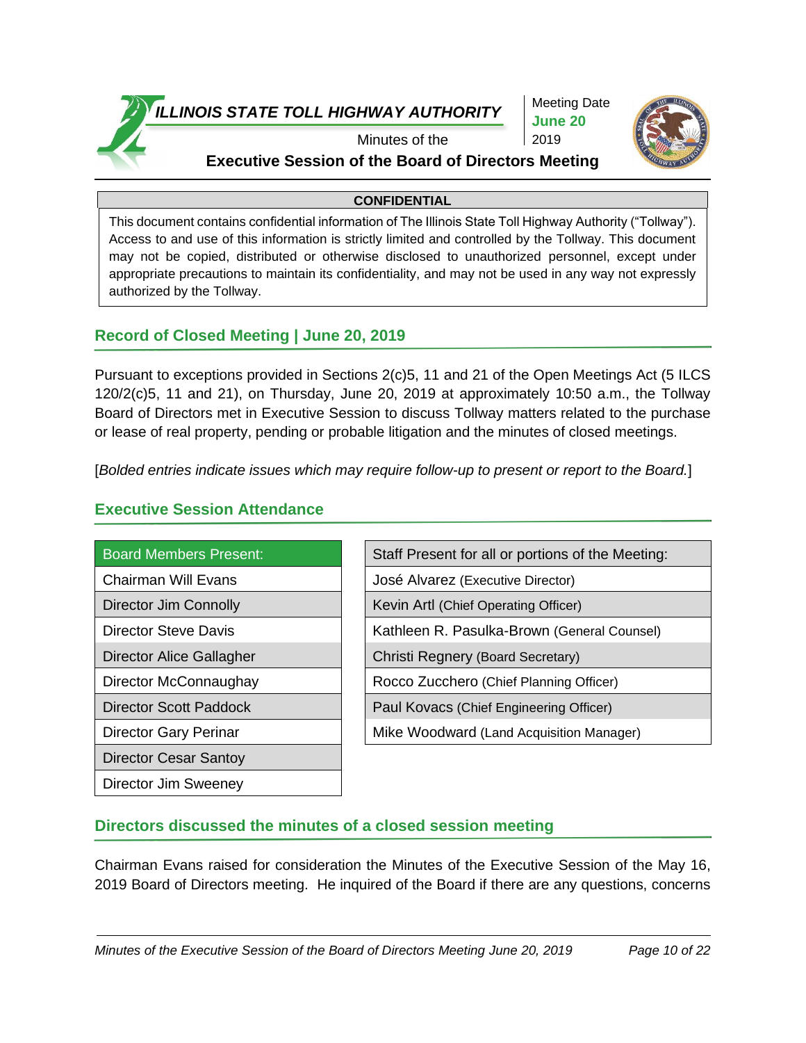# ILLINOIS STATE TOLL HIGHWAY AUTHORITY

Minutes of the

**Executive Session of the Board of Directors Meeting**

Meeting Date **June 20** 2019

| **CONFIDENTIAL** |
|---|
| This document contains confidential information of The Illinois State Toll Highway Authority ("Tollway"). Access to and use of this information is strictly limited and controlled by the Tollway. This document may not be copied, distributed or otherwise disclosed to unauthorized personnel, except under appropriate precautions to maintain its confidentiality, and may not be used in any way not expressly authorized by the Tollway. |

## Record of Closed Meeting | June 20, 2019

Pursuant to exceptions provided in Sections 2(c)5, 11 and 21 of the Open Meetings Act (5 ILCS 120/2(c)5, 11 and 21), on Thursday, June 20, 2019 at approximately 10:50 a.m., the Tollway Board of Directors met in Executive Session to discuss Tollway matters related to the purchase or lease of real property, pending or probable litigation and the minutes of closed meetings.

[*Bolded entries indicate issues which may require follow-up to present or report to the Board.*]

## Executive Session Attendance

| Board Members Present: |
|---|
| Chairman Will Evans |
| Director Jim Connolly |
| Director Steve Davis |
| Director Alice Gallagher |
| Director McConnaughay |
| Director Scott Paddock |
| Director Gary Perinar |
| Director Cesar Santoy |
| Director Jim Sweeney |

| Staff Present for all or portions of the Meeting: |
|---|
| José Alvarez (Executive Director) |
| Kevin Artl (Chief Operating Officer) |
| Kathleen R. Pasulka-Brown (General Counsel) |
| Christi Regnery (Board Secretary) |
| Rocco Zucchero (Chief Planning Officer) |
| Paul Kovacs (Chief Engineering Officer) |
| Mike Woodward (Land Acquisition Manager) |

## Directors discussed the minutes of a closed session meeting

Chairman Evans raised for consideration the Minutes of the Executive Session of the May 16, 2019 Board of Directors meeting. He inquired of the Board if there are any questions, concerns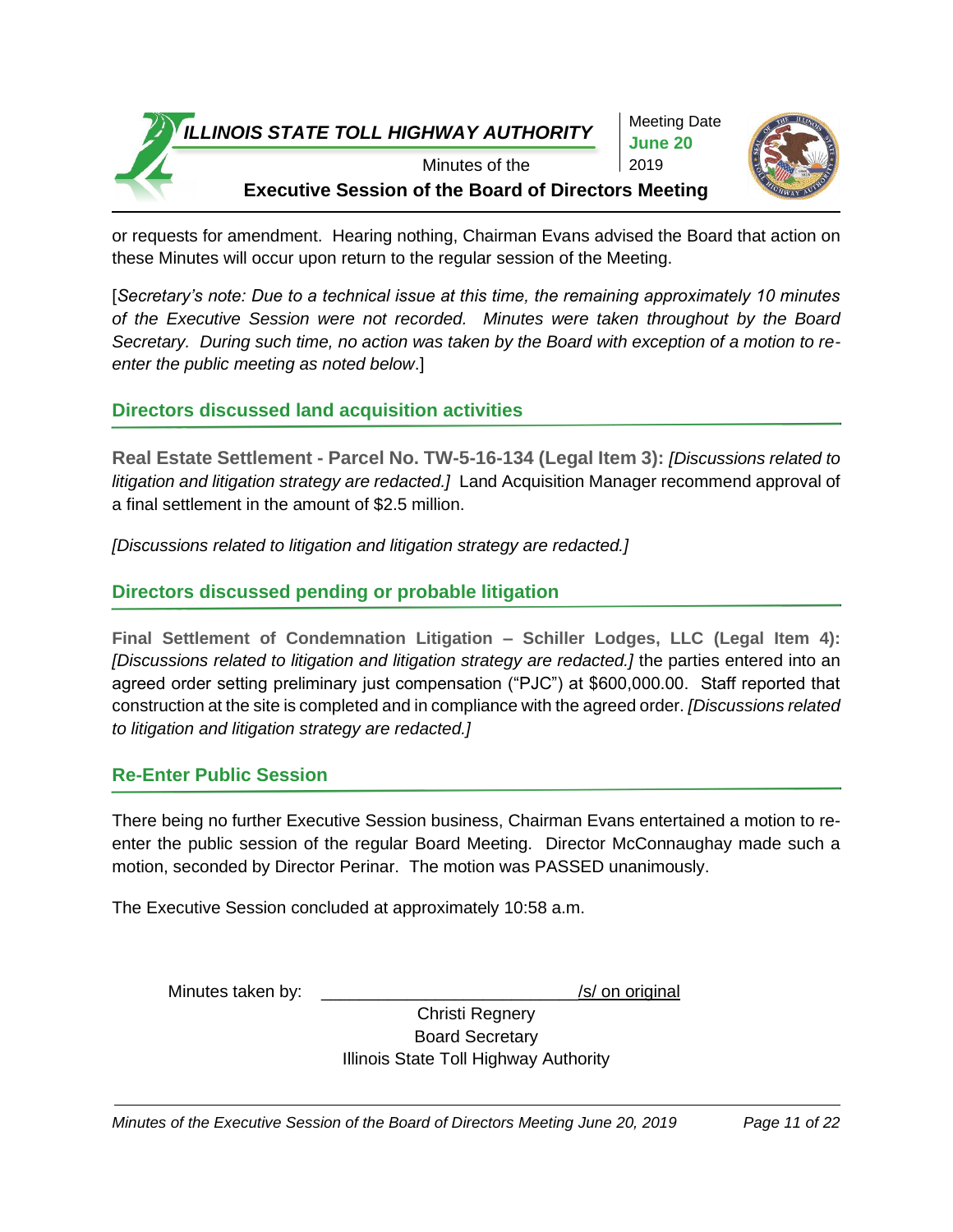or requests for amendment. Hearing nothing, Chairman Evans advised the Board that action on these Minutes will occur upon return to the regular session of the Meeting.

[*Secretary's note: Due to a technical issue at this time, the remaining approximately 10 minutes of the Executive Session were not recorded. Minutes were taken throughout by the Board Secretary. During such time, no action was taken by the Board with exception of a motion to re-enter the public meeting as noted below*.]

## Directors discussed land acquisition activities

**Real Estate Settlement - Parcel No. TW-5-16-134 (Legal Item 3):** *[Discussions related to litigation and litigation strategy are redacted.]* Land Acquisition Manager recommend approval of a final settlement in the amount of $2.5 million.

*[Discussions related to litigation and litigation strategy are redacted.]*

## Directors discussed pending or probable litigation

**Final Settlement of Condemnation Litigation – Schiller Lodges, LLC (Legal Item 4):** *[Discussions related to litigation and litigation strategy are redacted.]* the parties entered into an agreed order setting preliminary just compensation ("PJC") at $600,000.00. Staff reported that construction at the site is completed and in compliance with the agreed order. *[Discussions related to litigation and litigation strategy are redacted.]*

## Re-Enter Public Session

There being no further Executive Session business, Chairman Evans entertained a motion to re-enter the public session of the regular Board Meeting. Director McConnaughay made such a motion, seconded by Director Perinar. The motion was PASSED unanimously.

The Executive Session concluded at approximately 10:58 a.m.

Minutes taken by: ____________________________/s/ on original

Christi Regnery
Board Secretary
Illinois State Toll Highway Authority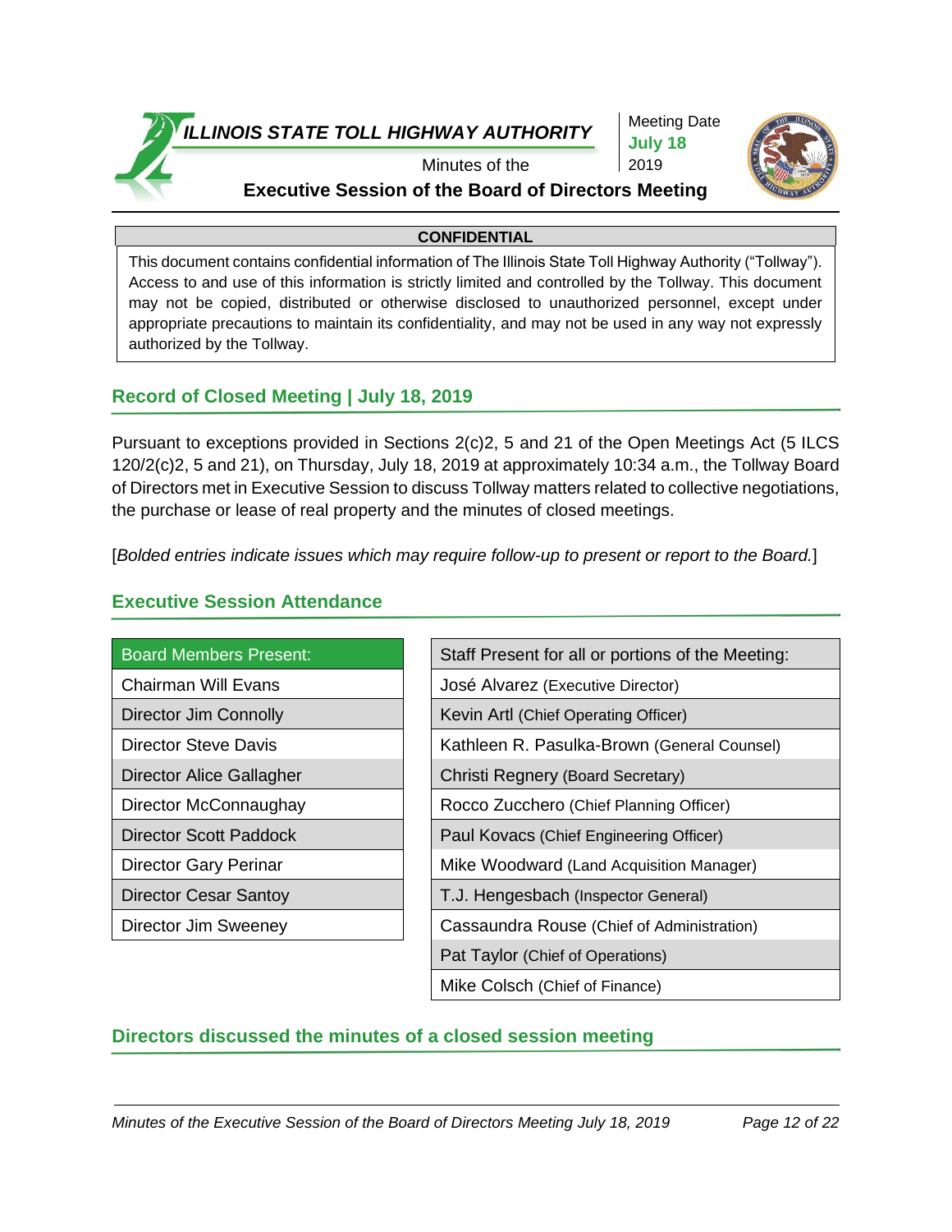**ILLINOIS STATE TOLL HIGHWAY AUTHORITY**

Minutes of the

**Executive Session of the Board of Directors Meeting**

Meeting Date
**July 18**
2019

| CONFIDENTIAL |
|---|
| This document contains confidential information of The Illinois State Toll Highway Authority ("Tollway"). Access to and use of this information is strictly limited and controlled by the Tollway. This document may not be copied, distributed or otherwise disclosed to unauthorized personnel, except under appropriate precautions to maintain its confidentiality, and may not be used in any way not expressly authorized by the Tollway. |

## Record of Closed Meeting | July 18, 2019

Pursuant to exceptions provided in Sections 2(c)2, 5 and 21 of the Open Meetings Act (5 ILCS 120/2(c)2, 5 and 21), on Thursday, July 18, 2019 at approximately 10:34 a.m., the Tollway Board of Directors met in Executive Session to discuss Tollway matters related to collective negotiations, the purchase or lease of real property and the minutes of closed meetings.

[*Bolded entries indicate issues which may require follow-up to present or report to the Board.*]

## Executive Session Attendance

| Board Members Present: |
|---|
| Chairman Will Evans |
| Director Jim Connolly |
| Director Steve Davis |
| Director Alice Gallagher |
| Director McConnaughay |
| Director Scott Paddock |
| Director Gary Perinar |
| Director Cesar Santoy |
| Director Jim Sweeney |

| Staff Present for all or portions of the Meeting: |
|---|
| José Alvarez (Executive Director) |
| Kevin Artl (Chief Operating Officer) |
| Kathleen R. Pasulka-Brown (General Counsel) |
| Christi Regnery (Board Secretary) |
| Rocco Zucchero (Chief Planning Officer) |
| Paul Kovacs (Chief Engineering Officer) |
| Mike Woodward (Land Acquisition Manager) |
| T.J. Hengesbach (Inspector General) |
| Cassaundra Rouse (Chief of Administration) |
| Pat Taylor (Chief of Operations) |
| Mike Colsch (Chief of Finance) |

## Directors discussed the minutes of a closed session meeting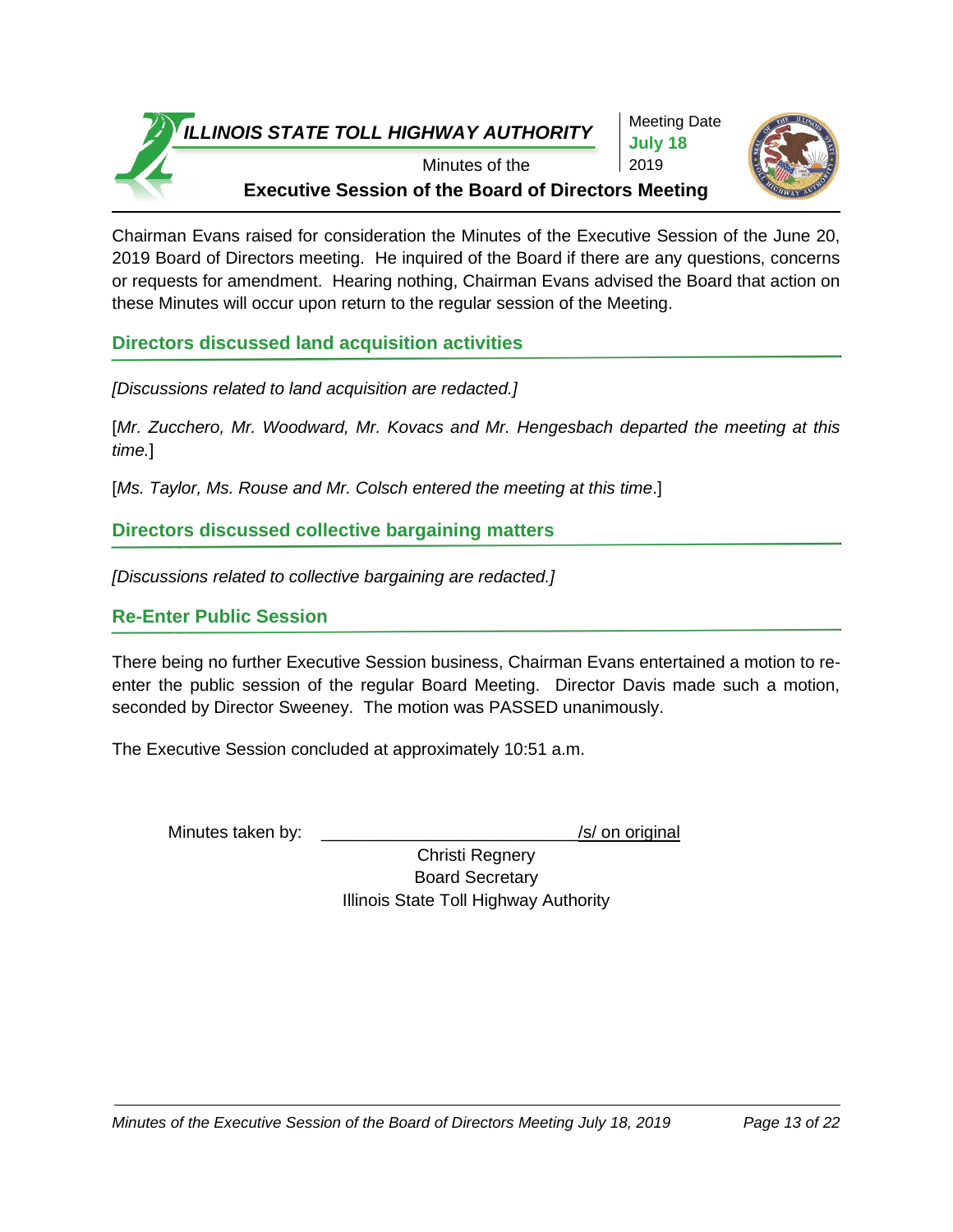Chairman Evans raised for consideration the Minutes of the Executive Session of the June 20, 2019 Board of Directors meeting. He inquired of the Board if there are any questions, concerns or requests for amendment. Hearing nothing, Chairman Evans advised the Board that action on these Minutes will occur upon return to the regular session of the Meeting.

## Directors discussed land acquisition activities

*[Discussions related to land acquisition are redacted.]*

[*Mr. Zucchero, Mr. Woodward, Mr. Kovacs and Mr. Hengesbach departed the meeting at this time.*]

[*Ms. Taylor, Ms. Rouse and Mr. Colsch entered the meeting at this time*.]

## Directors discussed collective bargaining matters

*[Discussions related to collective bargaining are redacted.]*

## Re-Enter Public Session

There being no further Executive Session business, Chairman Evans entertained a motion to re-enter the public session of the regular Board Meeting. Director Davis made such a motion, seconded by Director Sweeney. The motion was PASSED unanimously.

The Executive Session concluded at approximately 10:51 a.m.

Minutes taken by: ___________________________/s/ on original

Christi Regnery
Board Secretary
Illinois State Toll Highway Authority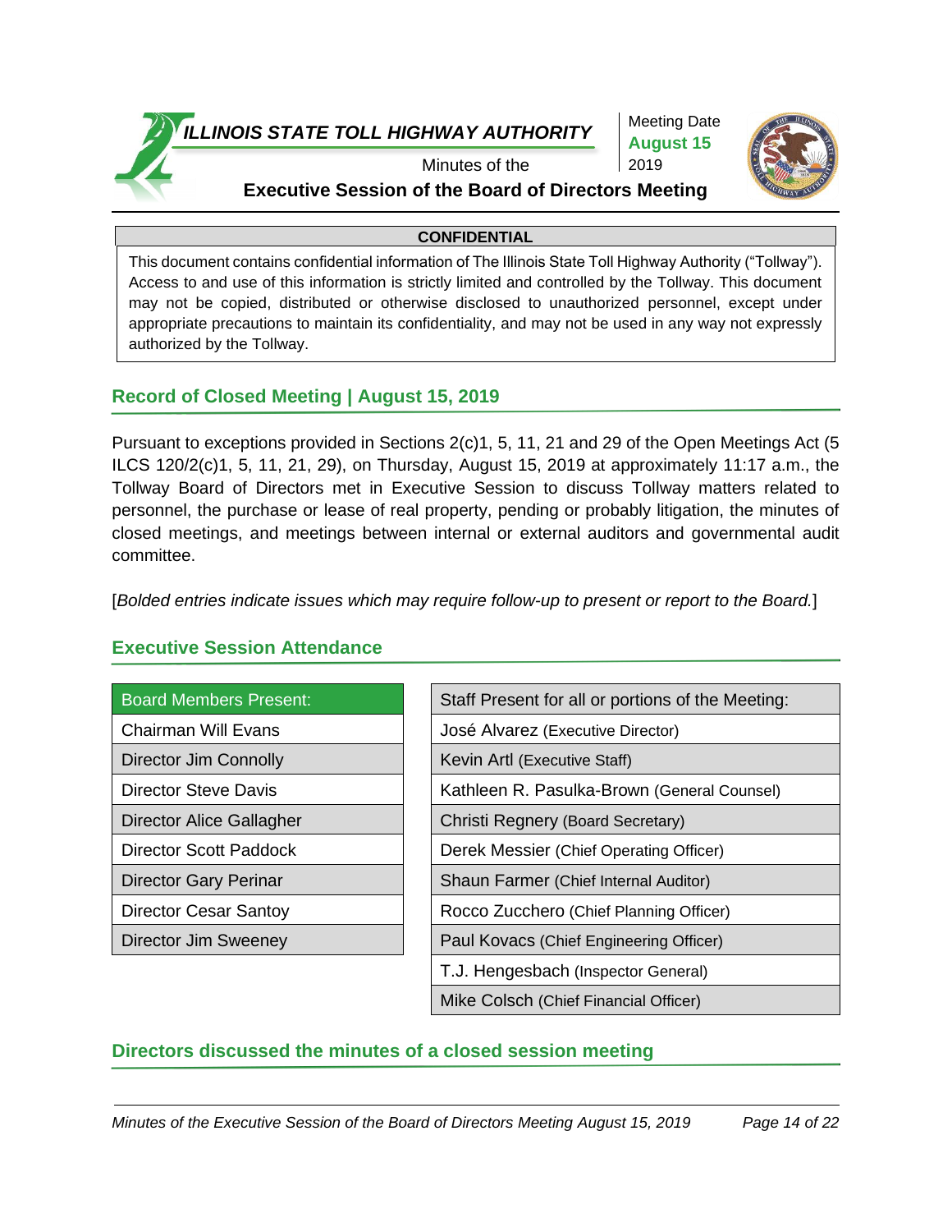**ILLINOIS STATE TOLL HIGHWAY AUTHORITY**

Minutes of the

**Executive Session of the Board of Directors Meeting**

Meeting Date **August 15** 2019

**CONFIDENTIAL**

This document contains confidential information of The Illinois State Toll Highway Authority ("Tollway"). Access to and use of this information is strictly limited and controlled by the Tollway. This document may not be copied, distributed or otherwise disclosed to unauthorized personnel, except under appropriate precautions to maintain its confidentiality, and may not be used in any way not expressly authorized by the Tollway.

## Record of Closed Meeting | August 15, 2019

Pursuant to exceptions provided in Sections 2(c)1, 5, 11, 21 and 29 of the Open Meetings Act (5 ILCS 120/2(c)1, 5, 11, 21, 29), on Thursday, August 15, 2019 at approximately 11:17 a.m., the Tollway Board of Directors met in Executive Session to discuss Tollway matters related to personnel, the purchase or lease of real property, pending or probably litigation, the minutes of closed meetings, and meetings between internal or external auditors and governmental audit committee.

[*Bolded entries indicate issues which may require follow-up to present or report to the Board.*]

## Executive Session Attendance

| Board Members Present: |
|---|
| Chairman Will Evans |
| Director Jim Connolly |
| Director Steve Davis |
| Director Alice Gallagher |
| Director Scott Paddock |
| Director Gary Perinar |
| Director Cesar Santoy |
| Director Jim Sweeney |

| Staff Present for all or portions of the Meeting: |
|---|
| José Alvarez (Executive Director) |
| Kevin Artl (Executive Staff) |
| Kathleen R. Pasulka-Brown (General Counsel) |
| Christi Regnery (Board Secretary) |
| Derek Messier (Chief Operating Officer) |
| Shaun Farmer (Chief Internal Auditor) |
| Rocco Zucchero (Chief Planning Officer) |
| Paul Kovacs (Chief Engineering Officer) |
| T.J. Hengesbach (Inspector General) |
| Mike Colsch (Chief Financial Officer) |

## Directors discussed the minutes of a closed session meeting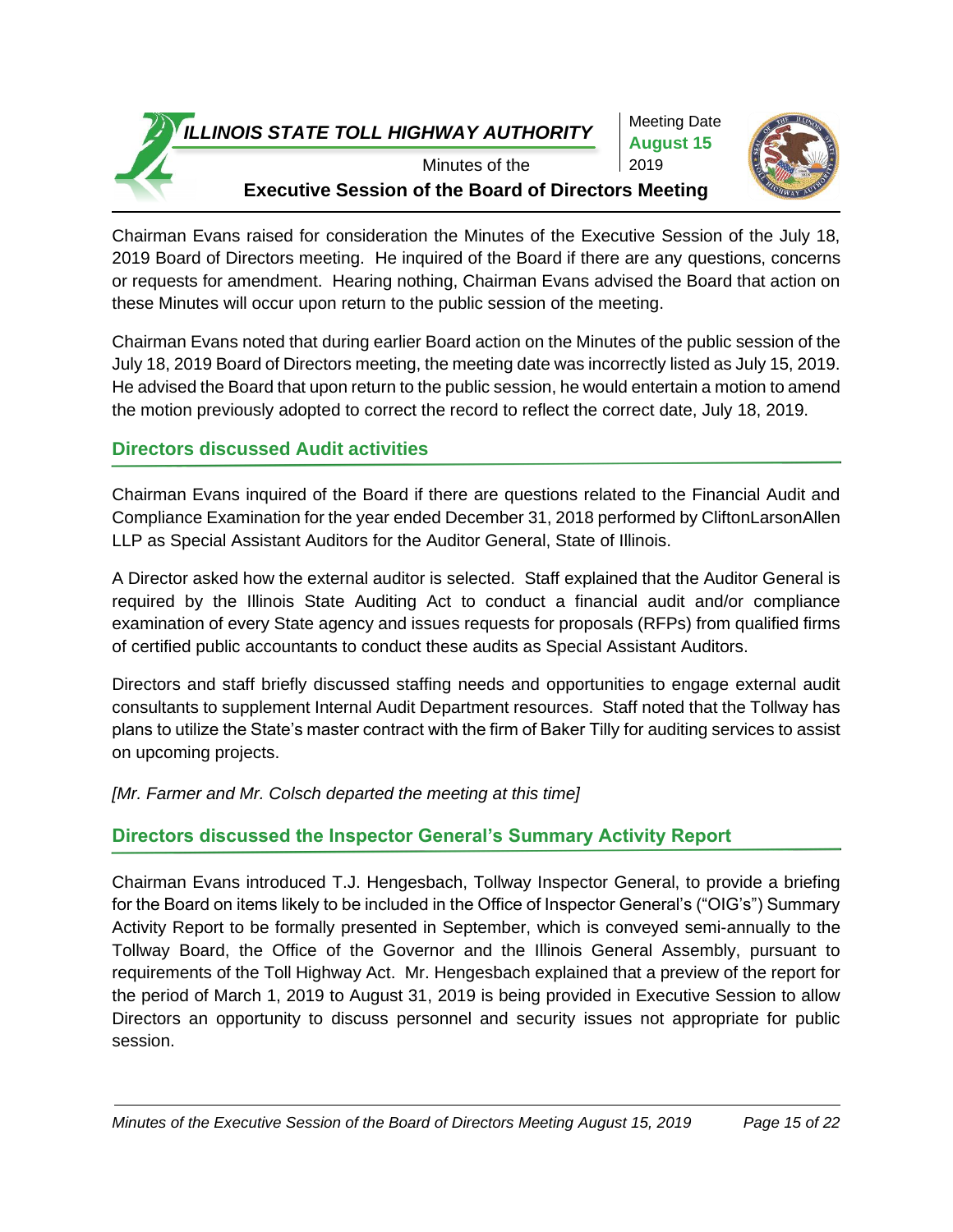Chairman Evans raised for consideration the Minutes of the Executive Session of the July 18, 2019 Board of Directors meeting. He inquired of the Board if there are any questions, concerns or requests for amendment. Hearing nothing, Chairman Evans advised the Board that action on these Minutes will occur upon return to the public session of the meeting.

Chairman Evans noted that during earlier Board action on the Minutes of the public session of the July 18, 2019 Board of Directors meeting, the meeting date was incorrectly listed as July 15, 2019. He advised the Board that upon return to the public session, he would entertain a motion to amend the motion previously adopted to correct the record to reflect the correct date, July 18, 2019.

## Directors discussed Audit activities

Chairman Evans inquired of the Board if there are questions related to the Financial Audit and Compliance Examination for the year ended December 31, 2018 performed by CliftonLarsonAllen LLP as Special Assistant Auditors for the Auditor General, State of Illinois.

A Director asked how the external auditor is selected. Staff explained that the Auditor General is required by the Illinois State Auditing Act to conduct a financial audit and/or compliance examination of every State agency and issues requests for proposals (RFPs) from qualified firms of certified public accountants to conduct these audits as Special Assistant Auditors.

Directors and staff briefly discussed staffing needs and opportunities to engage external audit consultants to supplement Internal Audit Department resources. Staff noted that the Tollway has plans to utilize the State's master contract with the firm of Baker Tilly for auditing services to assist on upcoming projects.

*[Mr. Farmer and Mr. Colsch departed the meeting at this time]*

## Directors discussed the Inspector General's Summary Activity Report

Chairman Evans introduced T.J. Hengesbach, Tollway Inspector General, to provide a briefing for the Board on items likely to be included in the Office of Inspector General's ("OIG's") Summary Activity Report to be formally presented in September, which is conveyed semi-annually to the Tollway Board, the Office of the Governor and the Illinois General Assembly, pursuant to requirements of the Toll Highway Act. Mr. Hengesbach explained that a preview of the report for the period of March 1, 2019 to August 31, 2019 is being provided in Executive Session to allow Directors an opportunity to discuss personnel and security issues not appropriate for public session.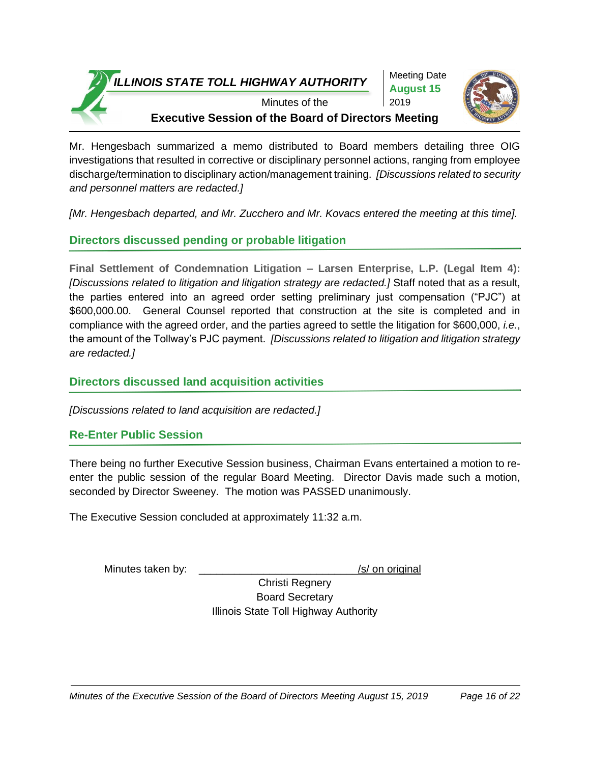Mr. Hengesbach summarized a memo distributed to Board members detailing three OIG investigations that resulted in corrective or disciplinary personnel actions, ranging from employee discharge/termination to disciplinary action/management training. *[Discussions related to security and personnel matters are redacted.]*

*[Mr. Hengesbach departed, and Mr. Zucchero and Mr. Kovacs entered the meeting at this time].*

## Directors discussed pending or probable litigation

**Final Settlement of Condemnation Litigation – Larsen Enterprise, L.P. (Legal Item 4):** *[Discussions related to litigation and litigation strategy are redacted.]* Staff noted that as a result, the parties entered into an agreed order setting preliminary just compensation ("PJC") at $600,000.00. General Counsel reported that construction at the site is completed and in compliance with the agreed order, and the parties agreed to settle the litigation for $600,000, *i.e.*, the amount of the Tollway's PJC payment. *[Discussions related to litigation and litigation strategy are redacted.]*

## Directors discussed land acquisition activities

*[Discussions related to land acquisition are redacted.]*

## Re-Enter Public Session

There being no further Executive Session business, Chairman Evans entertained a motion to re-enter the public session of the regular Board Meeting. Director Davis made such a motion, seconded by Director Sweeney. The motion was PASSED unanimously.

The Executive Session concluded at approximately 11:32 a.m.

Minutes taken by: ___________________________ /s/ on original

Christi Regnery
Board Secretary
Illinois State Toll Highway Authority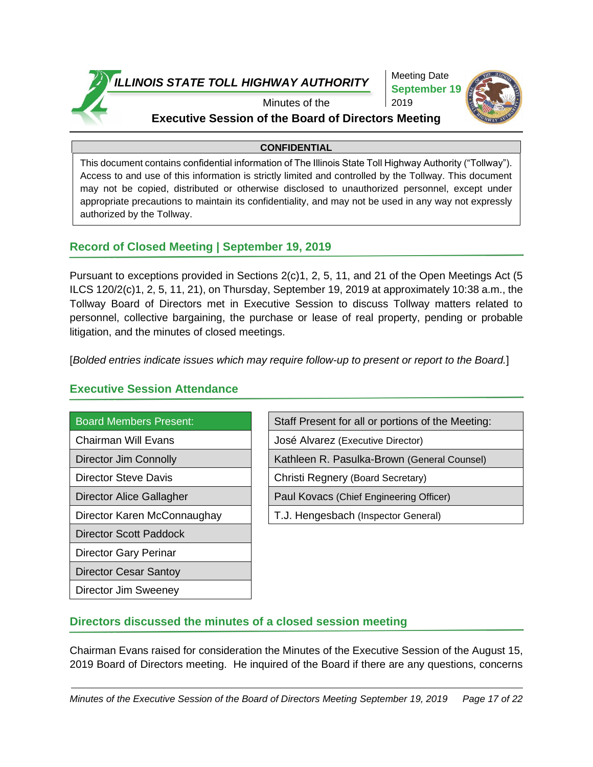# ILLINOIS STATE TOLL HIGHWAY AUTHORITY

Minutes of the

**Executive Session of the Board of Directors Meeting**

Meeting Date
**September 19**
2019

**CONFIDENTIAL**

This document contains confidential information of The Illinois State Toll Highway Authority ("Tollway"). Access to and use of this information is strictly limited and controlled by the Tollway. This document may not be copied, distributed or otherwise disclosed to unauthorized personnel, except under appropriate precautions to maintain its confidentiality, and may not be used in any way not expressly authorized by the Tollway.

## Record of Closed Meeting | September 19, 2019

Pursuant to exceptions provided in Sections 2(c)1, 2, 5, 11, and 21 of the Open Meetings Act (5 ILCS 120/2(c)1, 2, 5, 11, 21), on Thursday, September 19, 2019 at approximately 10:38 a.m., the Tollway Board of Directors met in Executive Session to discuss Tollway matters related to personnel, collective bargaining, the purchase or lease of real property, pending or probable litigation, and the minutes of closed meetings.

[*Bolded entries indicate issues which may require follow-up to present or report to the Board.*]

## Executive Session Attendance

| Board Members Present: |
|---|
| Chairman Will Evans |
| Director Jim Connolly |
| Director Steve Davis |
| Director Alice Gallagher |
| Director Karen McConnaughay |
| Director Scott Paddock |
| Director Gary Perinar |
| Director Cesar Santoy |
| Director Jim Sweeney |

| Staff Present for all or portions of the Meeting: |
|---|
| José Alvarez (Executive Director) |
| Kathleen R. Pasulka-Brown (General Counsel) |
| Christi Regnery (Board Secretary) |
| Paul Kovacs (Chief Engineering Officer) |
| T.J. Hengesbach (Inspector General) |

## Directors discussed the minutes of a closed session meeting

Chairman Evans raised for consideration the Minutes of the Executive Session of the August 15, 2019 Board of Directors meeting. He inquired of the Board if there are any questions, concerns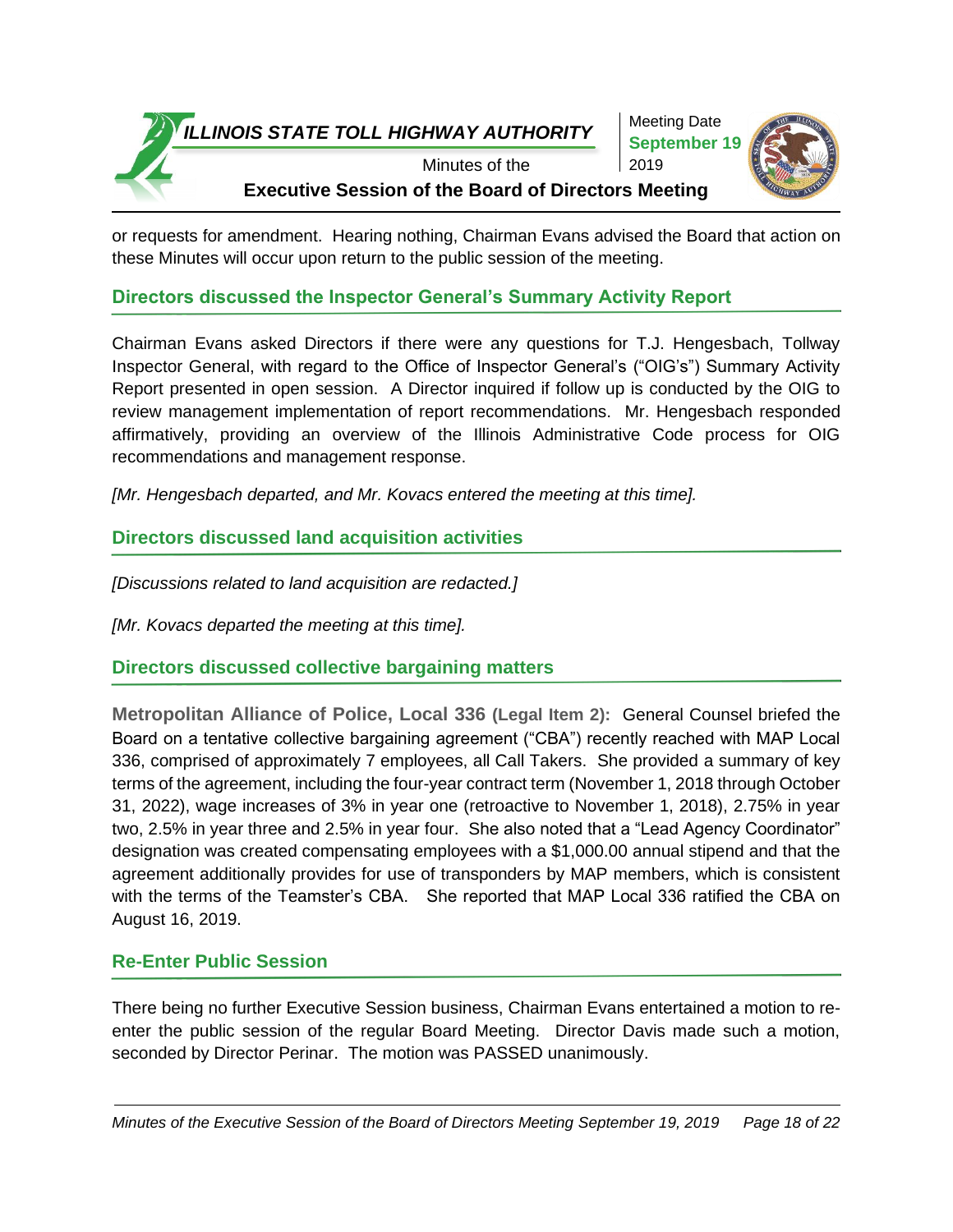or requests for amendment. Hearing nothing, Chairman Evans advised the Board that action on these Minutes will occur upon return to the public session of the meeting.

## Directors discussed the Inspector General's Summary Activity Report

Chairman Evans asked Directors if there were any questions for T.J. Hengesbach, Tollway Inspector General, with regard to the Office of Inspector General's ("OIG's") Summary Activity Report presented in open session. A Director inquired if follow up is conducted by the OIG to review management implementation of report recommendations. Mr. Hengesbach responded affirmatively, providing an overview of the Illinois Administrative Code process for OIG recommendations and management response.

*[Mr. Hengesbach departed, and Mr. Kovacs entered the meeting at this time].*

## Directors discussed land acquisition activities

*[Discussions related to land acquisition are redacted.]*

*[Mr. Kovacs departed the meeting at this time].*

## Directors discussed collective bargaining matters

**Metropolitan Alliance of Police, Local 336 (Legal Item 2):** General Counsel briefed the Board on a tentative collective bargaining agreement ("CBA") recently reached with MAP Local 336, comprised of approximately 7 employees, all Call Takers. She provided a summary of key terms of the agreement, including the four-year contract term (November 1, 2018 through October 31, 2022), wage increases of 3% in year one (retroactive to November 1, 2018), 2.75% in year two, 2.5% in year three and 2.5% in year four. She also noted that a "Lead Agency Coordinator" designation was created compensating employees with a $1,000.00 annual stipend and that the agreement additionally provides for use of transponders by MAP members, which is consistent with the terms of the Teamster's CBA. She reported that MAP Local 336 ratified the CBA on August 16, 2019.

## Re-Enter Public Session

There being no further Executive Session business, Chairman Evans entertained a motion to re-enter the public session of the regular Board Meeting. Director Davis made such a motion, seconded by Director Perinar. The motion was PASSED unanimously.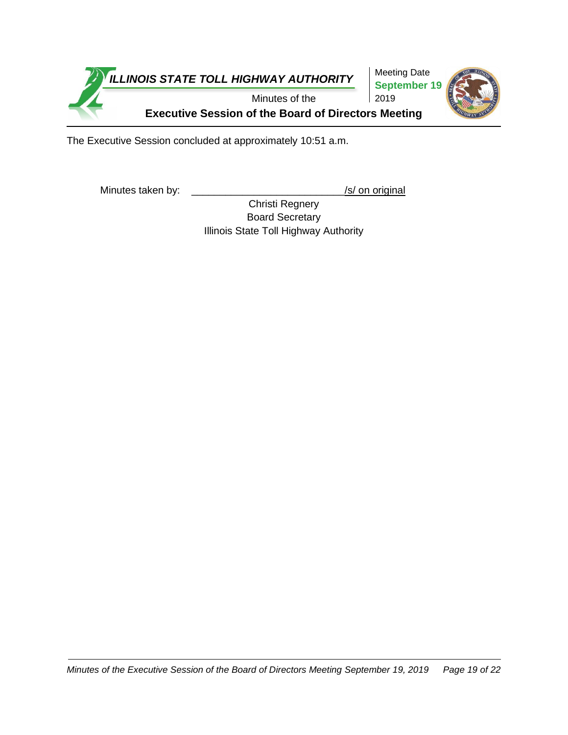The Executive Session concluded at approximately 10:51 a.m.

Minutes taken by: ___________________________/s/ on original

Christi Regnery
Board Secretary
Illinois State Toll Highway Authority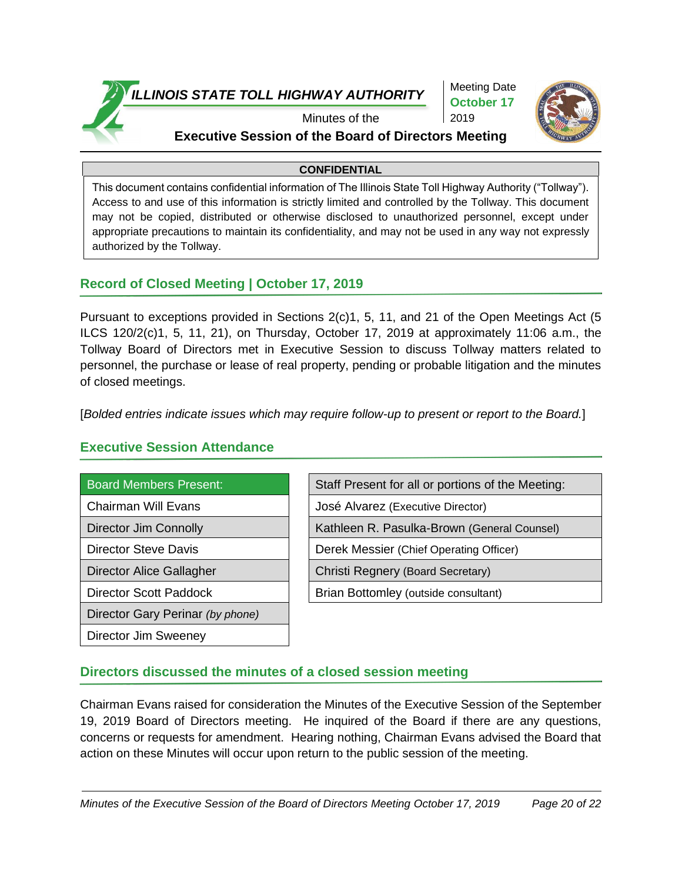**ILLINOIS STATE TOLL HIGHWAY AUTHORITY**

Minutes of the

**Executive Session of the Board of Directors Meeting**

Meeting Date
**October 17**
2019

**CONFIDENTIAL**

This document contains confidential information of The Illinois State Toll Highway Authority ("Tollway"). Access to and use of this information is strictly limited and controlled by the Tollway. This document may not be copied, distributed or otherwise disclosed to unauthorized personnel, except under appropriate precautions to maintain its confidentiality, and may not be used in any way not expressly authorized by the Tollway.

## Record of Closed Meeting | October 17, 2019

Pursuant to exceptions provided in Sections 2(c)1, 5, 11, and 21 of the Open Meetings Act (5 ILCS 120/2(c)1, 5, 11, 21), on Thursday, October 17, 2019 at approximately 11:06 a.m., the Tollway Board of Directors met in Executive Session to discuss Tollway matters related to personnel, the purchase or lease of real property, pending or probable litigation and the minutes of closed meetings.

[*Bolded entries indicate issues which may require follow-up to present or report to the Board.*]

## Executive Session Attendance

| Board Members Present: |
|---|
| Chairman Will Evans |
| Director Jim Connolly |
| Director Steve Davis |
| Director Alice Gallagher |
| Director Scott Paddock |
| Director Gary Perinar *(by phone)* |
| Director Jim Sweeney |

| Staff Present for all or portions of the Meeting: |
|---|
| José Alvarez (Executive Director) |
| Kathleen R. Pasulka-Brown (General Counsel) |
| Derek Messier (Chief Operating Officer) |
| Christi Regnery (Board Secretary) |
| Brian Bottomley (outside consultant) |

## Directors discussed the minutes of a closed session meeting

Chairman Evans raised for consideration the Minutes of the Executive Session of the September 19, 2019 Board of Directors meeting. He inquired of the Board if there are any questions, concerns or requests for amendment. Hearing nothing, Chairman Evans advised the Board that action on these Minutes will occur upon return to the public session of the meeting.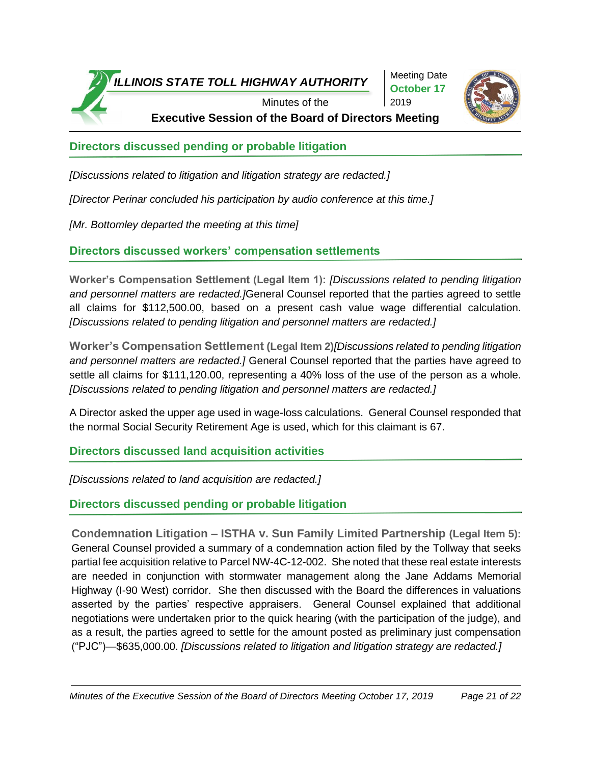## Directors discussed pending or probable litigation

*[Discussions related to litigation and litigation strategy are redacted.]*

*[Director Perinar concluded his participation by audio conference at this time.]*

*[Mr. Bottomley departed the meeting at this time]*

## Directors discussed workers' compensation settlements

**Worker's Compensation Settlement (Legal Item 1):** *[Discussions related to pending litigation and personnel matters are redacted.]*General Counsel reported that the parties agreed to settle all claims for $112,500.00, based on a present cash value wage differential calculation. *[Discussions related to pending litigation and personnel matters are redacted.]*

**Worker's Compensation Settlement (Legal Item 2)***[Discussions related to pending litigation and personnel matters are redacted.]* General Counsel reported that the parties have agreed to settle all claims for $111,120.00, representing a 40% loss of the use of the person as a whole. *[Discussions related to pending litigation and personnel matters are redacted.]*

A Director asked the upper age used in wage-loss calculations. General Counsel responded that the normal Social Security Retirement Age is used, which for this claimant is 67.

## Directors discussed land acquisition activities

*[Discussions related to land acquisition are redacted.]*

## Directors discussed pending or probable litigation

**Condemnation Litigation – ISTHA v. Sun Family Limited Partnership (Legal Item 5):** General Counsel provided a summary of a condemnation action filed by the Tollway that seeks partial fee acquisition relative to Parcel NW-4C-12-002. She noted that these real estate interests are needed in conjunction with stormwater management along the Jane Addams Memorial Highway (I-90 West) corridor. She then discussed with the Board the differences in valuations asserted by the parties' respective appraisers. General Counsel explained that additional negotiations were undertaken prior to the quick hearing (with the participation of the judge), and as a result, the parties agreed to settle for the amount posted as preliminary just compensation ("PJC")—$635,000.00. *[Discussions related to litigation and litigation strategy are redacted.]*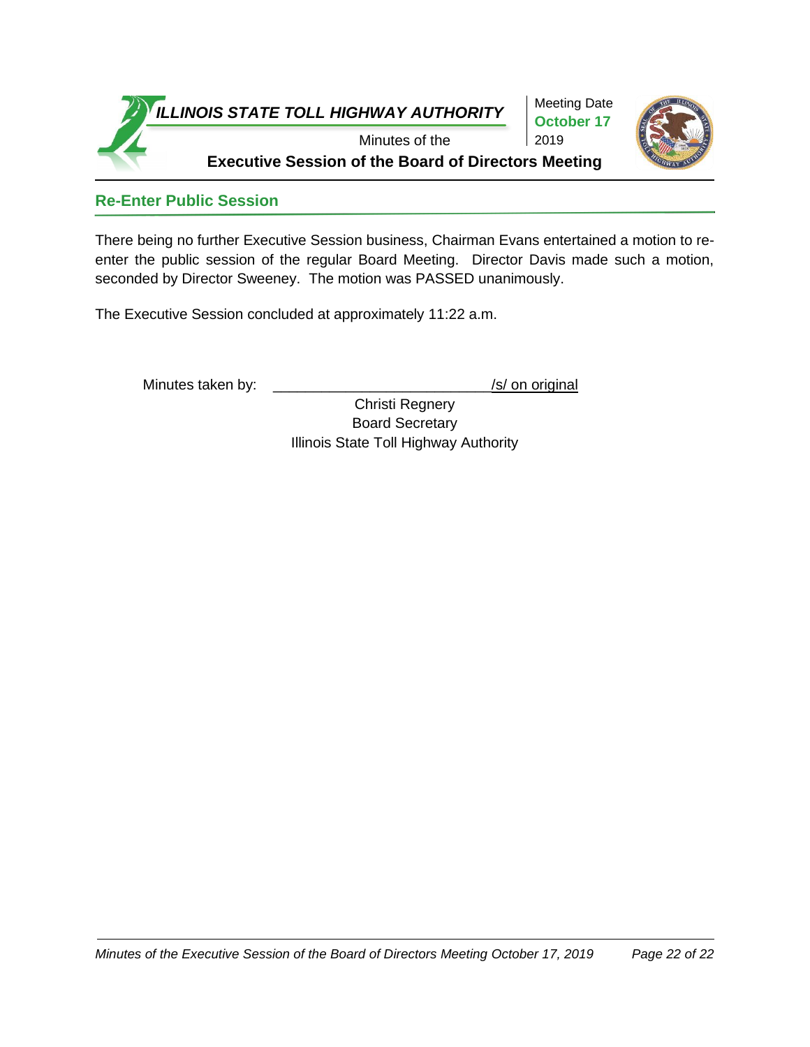## Re-Enter Public Session

There being no further Executive Session business, Chairman Evans entertained a motion to re-enter the public session of the regular Board Meeting. Director Davis made such a motion, seconded by Director Sweeney. The motion was PASSED unanimously.

The Executive Session concluded at approximately 11:22 a.m.

Minutes taken by: ___________________________/s/ on original

Christi Regnery
Board Secretary
Illinois State Toll Highway Authority